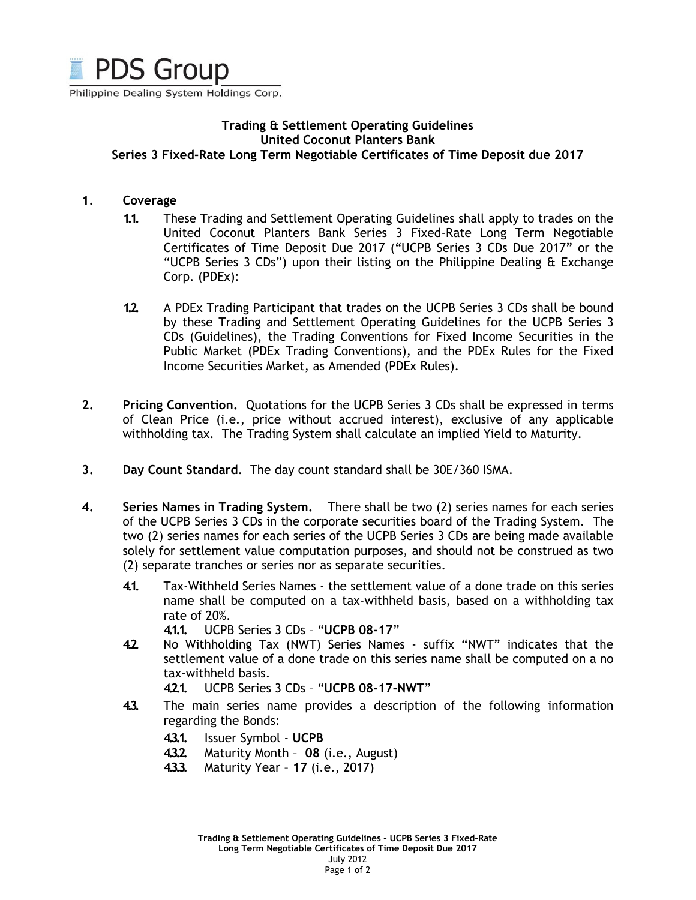PDS Group

Philippine Dealing System Holdings Corp.

# Trading & Settlement Operating Guidelines
# United Coconut Planters Bank
# Series 3 Fixed-Rate Long Term Negotiable Certificates of Time Deposit due 2017

1. **Coverage**

   1.1. These Trading and Settlement Operating Guidelines shall apply to trades on the United Coconut Planters Bank Series 3 Fixed-Rate Long Term Negotiable Certificates of Time Deposit Due 2017 ("UCPB Series 3 CDs Due 2017" or the "UCPB Series 3 CDs") upon their listing on the Philippine Dealing & Exchange Corp. (PDEx):

   1.2. A PDEx Trading Participant that trades on the UCPB Series 3 CDs shall be bound by these Trading and Settlement Operating Guidelines for the UCPB Series 3 CDs (Guidelines), the Trading Conventions for Fixed Income Securities in the Public Market (PDEx Trading Conventions), and the PDEx Rules for the Fixed Income Securities Market, as Amended (PDEx Rules).

2. **Pricing Convention.** Quotations for the UCPB Series 3 CDs shall be expressed in terms of Clean Price (i.e., price without accrued interest), exclusive of any applicable withholding tax. The Trading System shall calculate an implied Yield to Maturity.

3. **Day Count Standard**. The day count standard shall be 30E/360 ISMA.

4. **Series Names in Trading System.** There shall be two (2) series names for each series of the UCPB Series 3 CDs in the corporate securities board of the Trading System. The two (2) series names for each series of the UCPB Series 3 CDs are being made available solely for settlement value computation purposes, and should not be construed as two (2) separate tranches or series nor as separate securities.

   4.1. Tax-Withheld Series Names - the settlement value of a done trade on this series name shall be computed on a tax-withheld basis, based on a withholding tax rate of 20%.

      4.1.1. UCPB Series 3 CDs – "**UCPB 08-17**"

   4.2. No Withholding Tax (NWT) Series Names - suffix "NWT" indicates that the settlement value of a done trade on this series name shall be computed on a no tax-withheld basis.

      4.2.1. UCPB Series 3 CDs – "**UCPB 08-17-NWT**"

   4.3. The main series name provides a description of the following information regarding the Bonds:

      4.3.1. Issuer Symbol - **UCPB**

      4.3.2. Maturity Month – **08** (i.e., August)

      4.3.3. Maturity Year – **17** (i.e., 2017)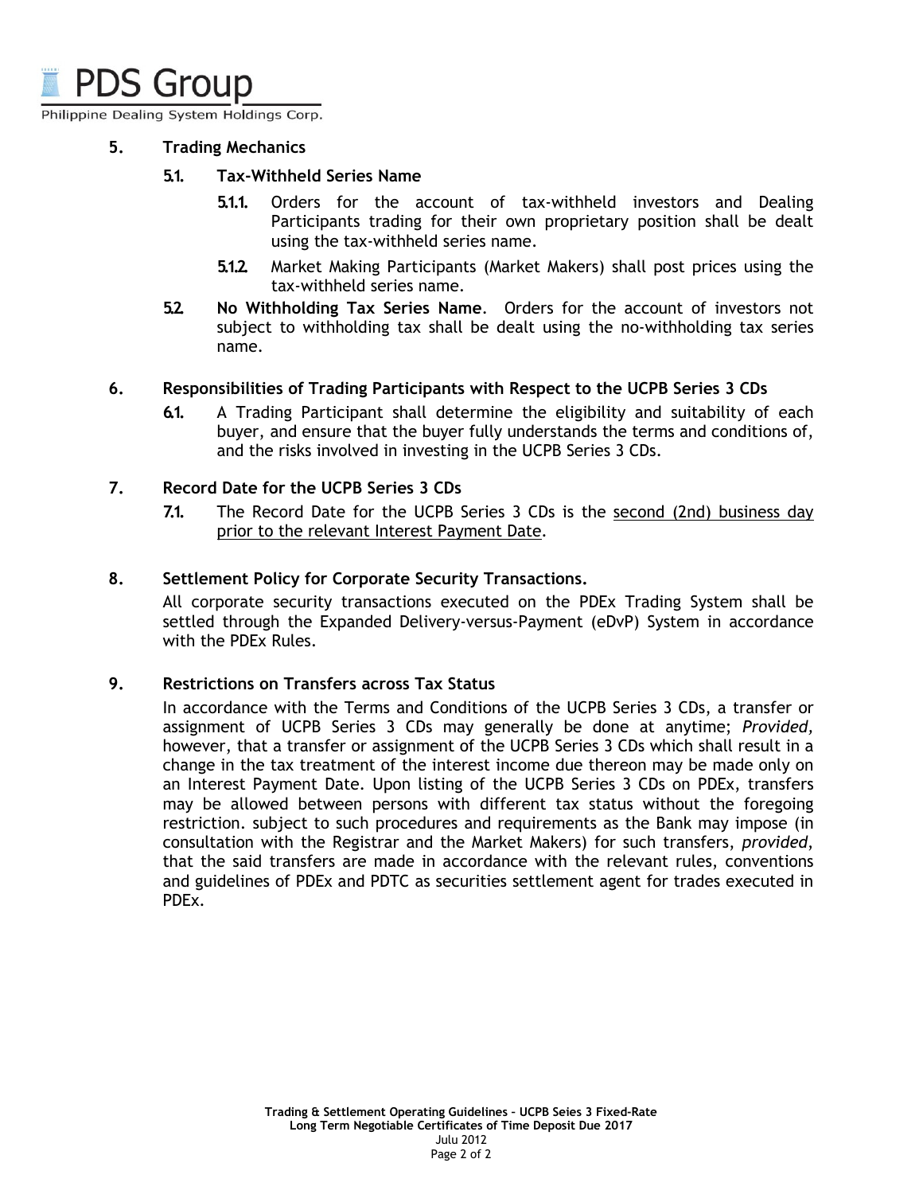## 5. Trading Mechanics

### 5.1. Tax-Withheld Series Name

**5.1.1.** Orders for the account of tax-withheld investors and Dealing Participants trading for their own proprietary position shall be dealt using the tax-withheld series name.

**5.1.2.** Market Making Participants (Market Makers) shall post prices using the tax-withheld series name.

**5.2. No Withholding Tax Series Name**. Orders for the account of investors not subject to withholding tax shall be dealt using the no-withholding tax series name.

## 6. Responsibilities of Trading Participants with Respect to the UCPB Series 3 CDs

**6.1.** A Trading Participant shall determine the eligibility and suitability of each buyer, and ensure that the buyer fully understands the terms and conditions of, and the risks involved in investing in the UCPB Series 3 CDs.

## 7. Record Date for the UCPB Series 3 CDs

**7.1.** The Record Date for the UCPB Series 3 CDs is the second (2nd) business day prior to the relevant Interest Payment Date.

## 8. Settlement Policy for Corporate Security Transactions.

All corporate security transactions executed on the PDEx Trading System shall be settled through the Expanded Delivery-versus-Payment (eDvP) System in accordance with the PDEx Rules.

## 9. Restrictions on Transfers across Tax Status

In accordance with the Terms and Conditions of the UCPB Series 3 CDs, a transfer or assignment of UCPB Series 3 CDs may generally be done at anytime; *Provided,* however, that a transfer or assignment of the UCPB Series 3 CDs which shall result in a change in the tax treatment of the interest income due thereon may be made only on an Interest Payment Date. Upon listing of the UCPB Series 3 CDs on PDEx, transfers may be allowed between persons with different tax status without the foregoing restriction. subject to such procedures and requirements as the Bank may impose (in consultation with the Registrar and the Market Makers) for such transfers, *provided*, that the said transfers are made in accordance with the relevant rules, conventions and guidelines of PDEx and PDTC as securities settlement agent for trades executed in PDEx.